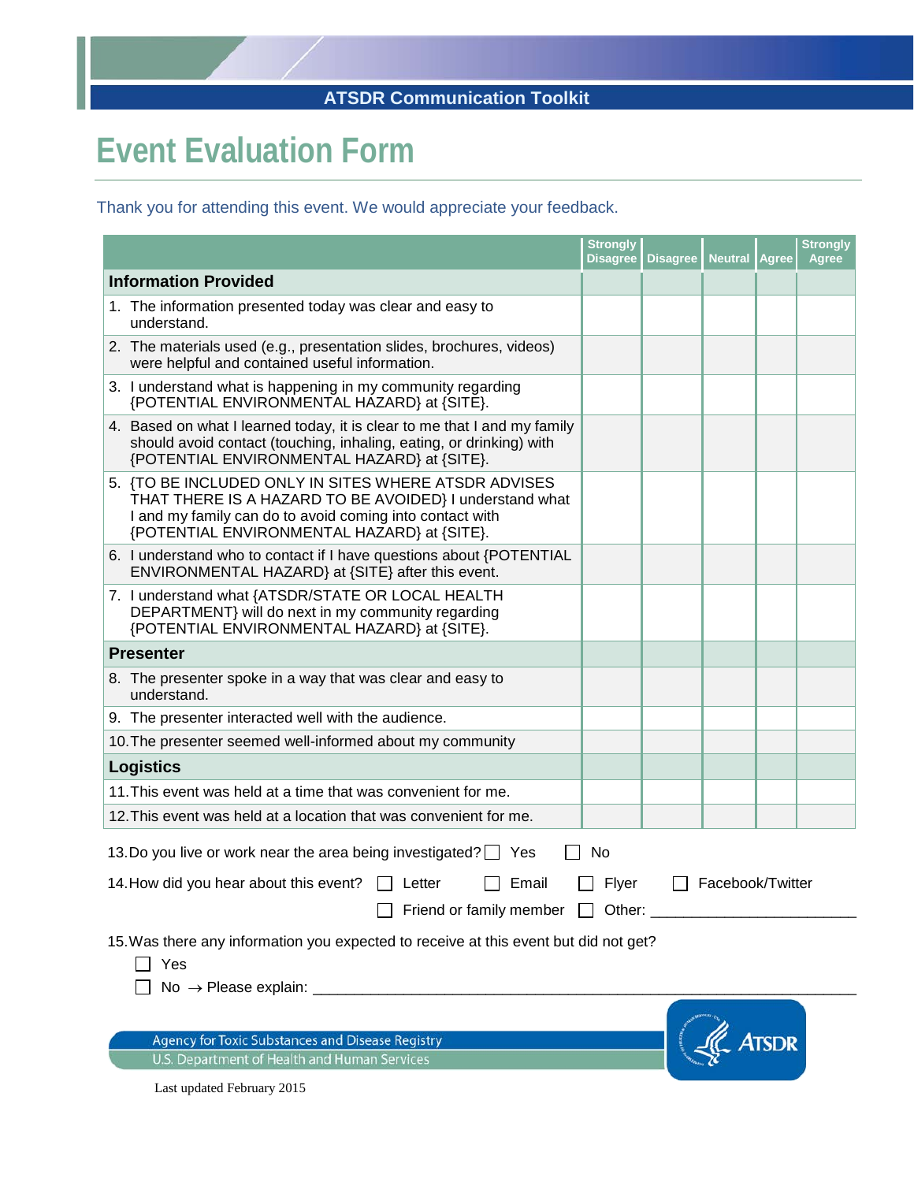ATSDR Communication Toolkit

# Event Evaluation Form

Thank you for attending this event. We would appreciate your feedback.

| | Strongly Disagree | Disagree | Neutral | Agree | Strongly Agree |
|---|---|---|---|---|---|
| **Information Provided** | | | | | |
| 1. The information presented today was clear and easy to understand. | | | | | |
| 2. The materials used (e.g., presentation slides, brochures, videos) were helpful and contained useful information. | | | | | |
| 3. I understand what is happening in my community regarding {POTENTIAL ENVIRONMENTAL HAZARD} at {SITE}. | | | | | |
| 4. Based on what I learned today, it is clear to me that I and my family should avoid contact (touching, inhaling, eating, or drinking) with {POTENTIAL ENVIRONMENTAL HAZARD} at {SITE}. | | | | | |
| 5. {TO BE INCLUDED ONLY IN SITES WHERE ATSDR ADVISES THAT THERE IS A HAZARD TO BE AVOIDED} I understand what I and my family can do to avoid coming into contact with {POTENTIAL ENVIRONMENTAL HAZARD} at {SITE}. | | | | | |
| 6. I understand who to contact if I have questions about {POTENTIAL ENVIRONMENTAL HAZARD} at {SITE} after this event. | | | | | |
| 7. I understand what {ATSDR/STATE OR LOCAL HEALTH DEPARTMENT} will do next in my community regarding {POTENTIAL ENVIRONMENTAL HAZARD} at {SITE}. | | | | | |
| **Presenter** | | | | | |
| 8. The presenter spoke in a way that was clear and easy to understand. | | | | | |
| 9. The presenter interacted well with the audience. | | | | | |
| 10. The presenter seemed well-informed about my community | | | | | |
| **Logistics** | | | | | |
| 11. This event was held at a time that was convenient for me. | | | | | |
| 12. This event was held at a location that was convenient for me. | | | | | |

13. Do you live or work near the area being investigated? ☐ Yes ☐ No

14. How did you hear about this event? ☐ Letter ☐ Email ☐ Flyer ☐ Facebook/Twitter ☐ Friend or family member ☐ Other: ________________________

15. Was there any information you expected to receive at this event but did not get?

☐ Yes

☐ No → Please explain: ____________________________________________________________

Agency for Toxic Substances and Disease Registry
U.S. Department of Health and Human Services

Last updated February 2015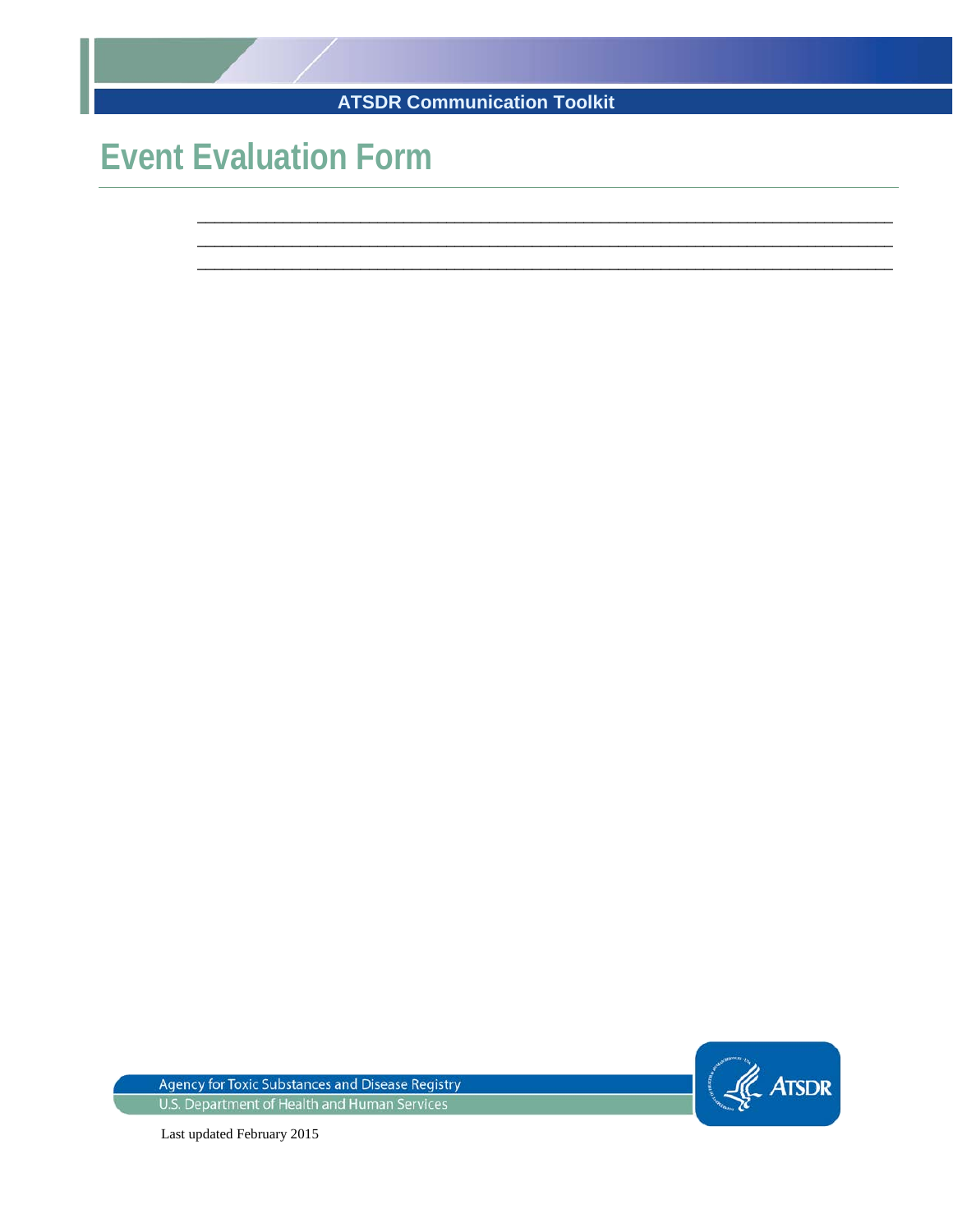# Event Evaluation Form

________________________________________________________________________________

________________________________________________________________________________

________________________________________________________________________________

Agency for Toxic Substances and Disease Registry
U.S. Department of Health and Human Services

Last updated February 2015